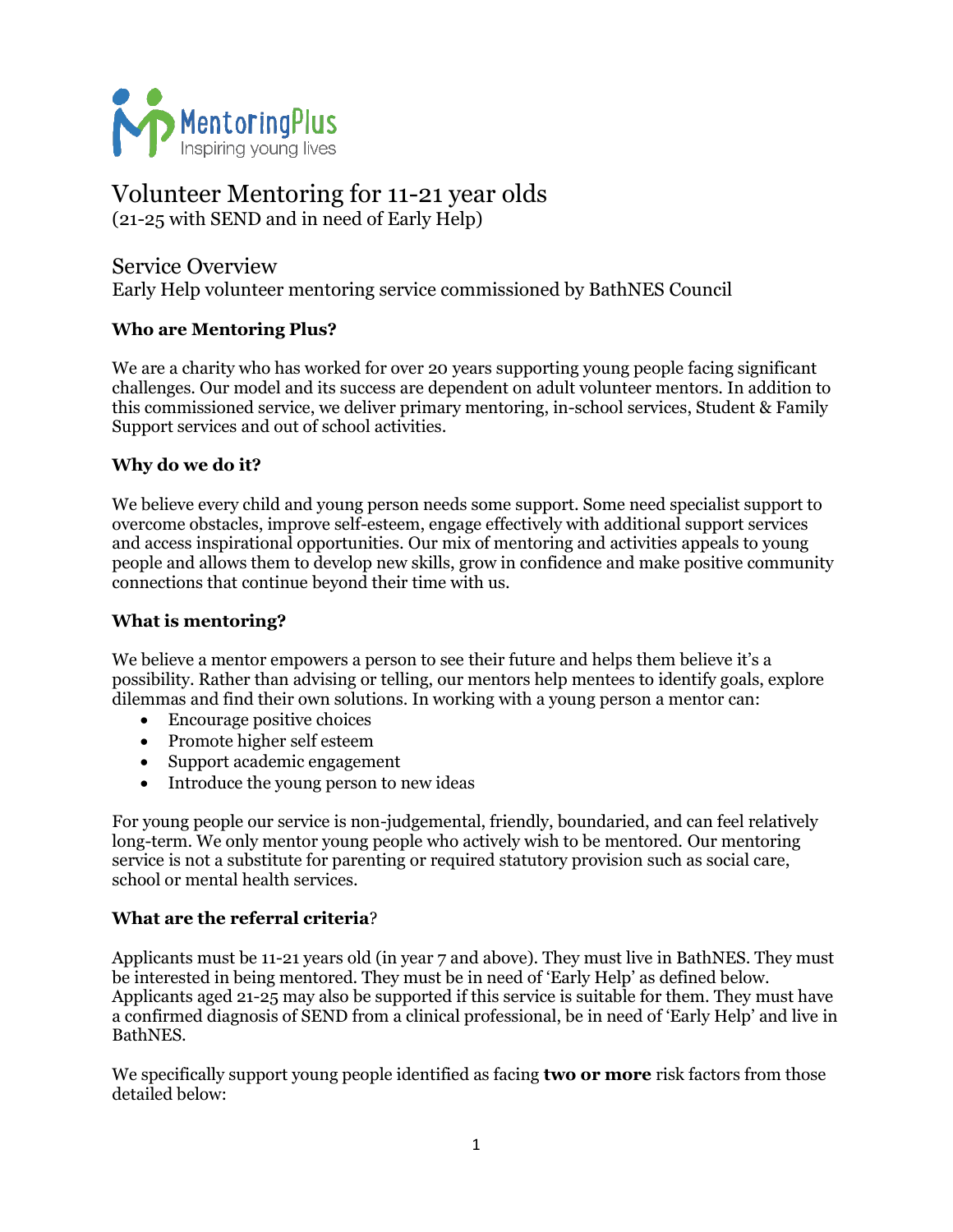MentoringPlus
Inspiring young lives

# Volunteer Mentoring for 11-21 year olds

(21-25 with SEND and in need of Early Help)

## Service Overview

Early Help volunteer mentoring service commissioned by BathNES Council

### Who are Mentoring Plus?

We are a charity who has worked for over 20 years supporting young people facing significant challenges. Our model and its success are dependent on adult volunteer mentors. In addition to this commissioned service, we deliver primary mentoring, in-school services, Student & Family Support services and out of school activities.

### Why do we do it?

We believe every child and young person needs some support. Some need specialist support to overcome obstacles, improve self-esteem, engage effectively with additional support services and access inspirational opportunities. Our mix of mentoring and activities appeals to young people and allows them to develop new skills, grow in confidence and make positive community connections that continue beyond their time with us.

### What is mentoring?

We believe a mentor empowers a person to see their future and helps them believe it's a possibility. Rather than advising or telling, our mentors help mentees to identify goals, explore dilemmas and find their own solutions. In working with a young person a mentor can:

- Encourage positive choices
- Promote higher self esteem
- Support academic engagement
- Introduce the young person to new ideas

For young people our service is non-judgemental, friendly, boundaried, and can feel relatively long-term. We only mentor young people who actively wish to be mentored. Our mentoring service is not a substitute for parenting or required statutory provision such as social care, school or mental health services.

### What are the referral criteria?

Applicants must be 11-21 years old (in year 7 and above). They must live in BathNES. They must be interested in being mentored. They must be in need of 'Early Help' as defined below. Applicants aged 21-25 may also be supported if this service is suitable for them. They must have a confirmed diagnosis of SEND from a clinical professional, be in need of 'Early Help' and live in BathNES.

We specifically support young people identified as facing **two or more** risk factors from those detailed below: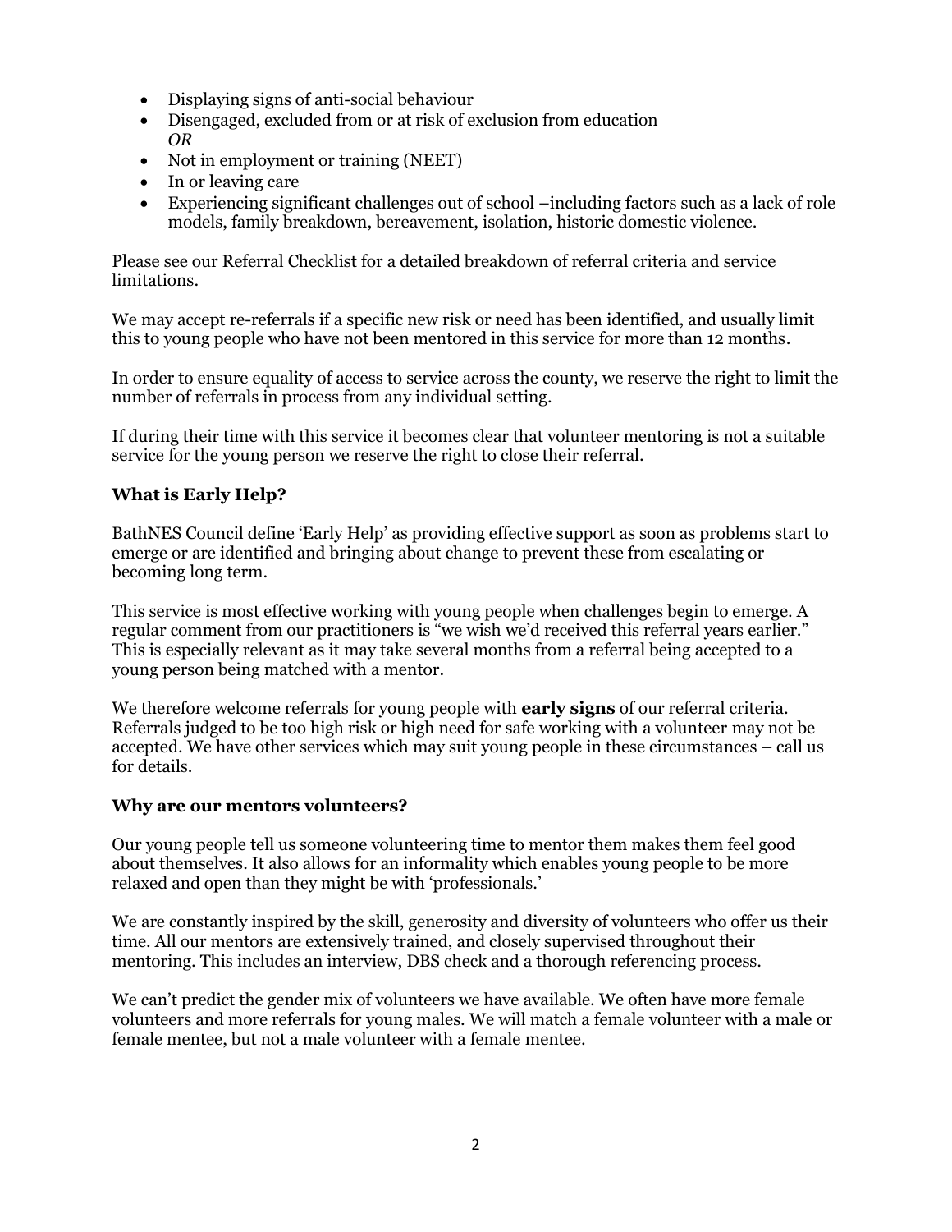- Displaying signs of anti-social behaviour
- Disengaged, excluded from or at risk of exclusion from education
  *OR*
- Not in employment or training (NEET)
- In or leaving care
- Experiencing significant challenges out of school –including factors such as a lack of role models, family breakdown, bereavement, isolation, historic domestic violence.

Please see our Referral Checklist for a detailed breakdown of referral criteria and service limitations.

We may accept re-referrals if a specific new risk or need has been identified, and usually limit this to young people who have not been mentored in this service for more than 12 months.

In order to ensure equality of access to service across the county, we reserve the right to limit the number of referrals in process from any individual setting.

If during their time with this service it becomes clear that volunteer mentoring is not a suitable service for the young person we reserve the right to close their referral.

### What is Early Help?

BathNES Council define 'Early Help' as providing effective support as soon as problems start to emerge or are identified and bringing about change to prevent these from escalating or becoming long term.

This service is most effective working with young people when challenges begin to emerge. A regular comment from our practitioners is "we wish we'd received this referral years earlier." This is especially relevant as it may take several months from a referral being accepted to a young person being matched with a mentor.

We therefore welcome referrals for young people with **early signs** of our referral criteria. Referrals judged to be too high risk or high need for safe working with a volunteer may not be accepted. We have other services which may suit young people in these circumstances – call us for details.

### Why are our mentors volunteers?

Our young people tell us someone volunteering time to mentor them makes them feel good about themselves. It also allows for an informality which enables young people to be more relaxed and open than they might be with 'professionals.'

We are constantly inspired by the skill, generosity and diversity of volunteers who offer us their time. All our mentors are extensively trained, and closely supervised throughout their mentoring. This includes an interview, DBS check and a thorough referencing process.

We can't predict the gender mix of volunteers we have available. We often have more female volunteers and more referrals for young males. We will match a female volunteer with a male or female mentee, but not a male volunteer with a female mentee.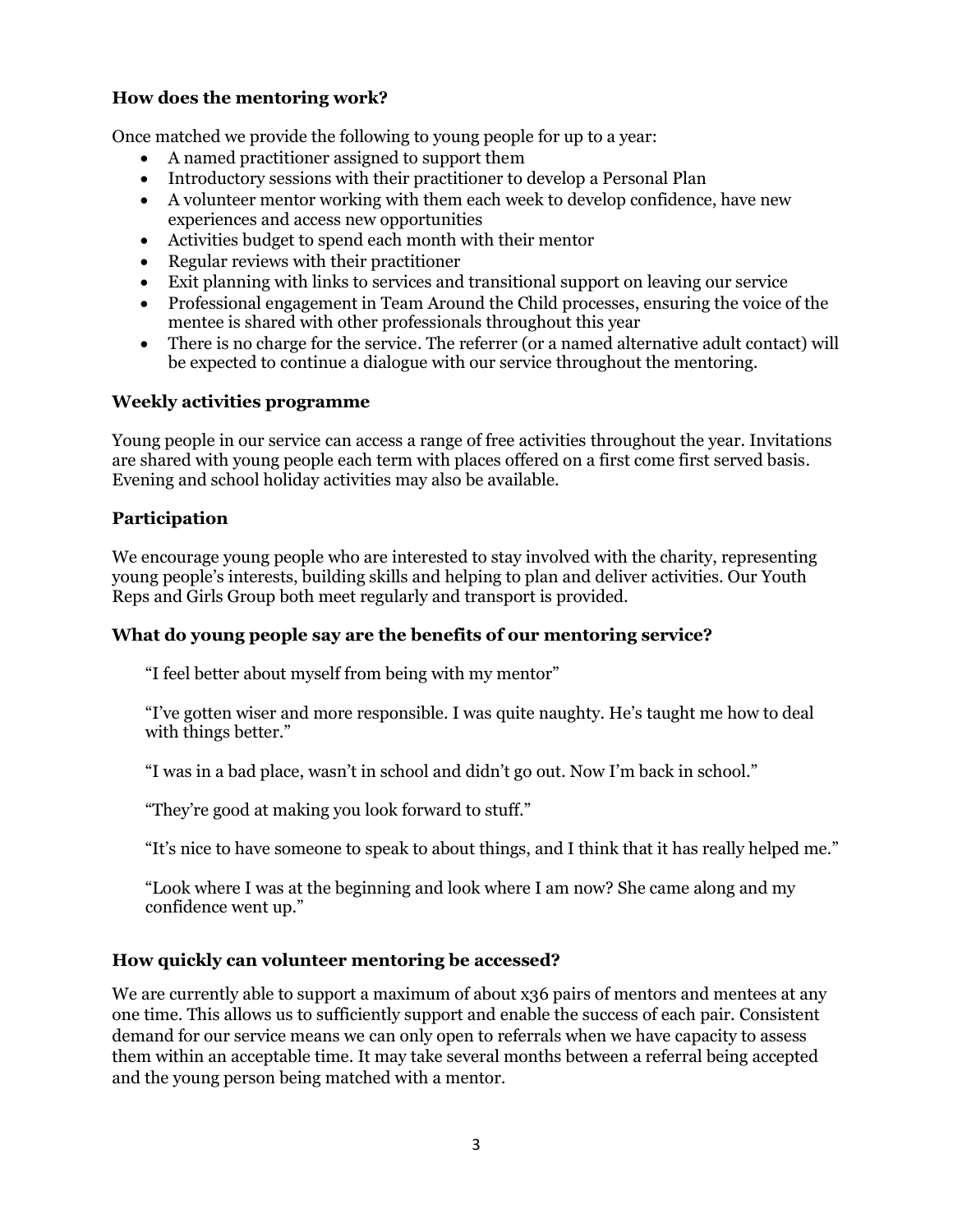### How does the mentoring work?

Once matched we provide the following to young people for up to a year:

- A named practitioner assigned to support them
- Introductory sessions with their practitioner to develop a Personal Plan
- A volunteer mentor working with them each week to develop confidence, have new experiences and access new opportunities
- Activities budget to spend each month with their mentor
- Regular reviews with their practitioner
- Exit planning with links to services and transitional support on leaving our service
- Professional engagement in Team Around the Child processes, ensuring the voice of the mentee is shared with other professionals throughout this year
- There is no charge for the service. The referrer (or a named alternative adult contact) will be expected to continue a dialogue with our service throughout the mentoring.

### Weekly activities programme

Young people in our service can access a range of free activities throughout the year. Invitations are shared with young people each term with places offered on a first come first served basis. Evening and school holiday activities may also be available.

### Participation

We encourage young people who are interested to stay involved with the charity, representing young people's interests, building skills and helping to plan and deliver activities. Our Youth Reps and Girls Group both meet regularly and transport is provided.

### What do young people say are the benefits of our mentoring service?

> "I feel better about myself from being with my mentor"
>
> "I've gotten wiser and more responsible. I was quite naughty. He's taught me how to deal with things better."
>
> "I was in a bad place, wasn't in school and didn't go out. Now I'm back in school."
>
> "They're good at making you look forward to stuff."
>
> "It's nice to have someone to speak to about things, and I think that it has really helped me."
>
> "Look where I was at the beginning and look where I am now? She came along and my confidence went up."

### How quickly can volunteer mentoring be accessed?

We are currently able to support a maximum of about x36 pairs of mentors and mentees at any one time. This allows us to sufficiently support and enable the success of each pair. Consistent demand for our service means we can only open to referrals when we have capacity to assess them within an acceptable time. It may take several months between a referral being accepted and the young person being matched with a mentor.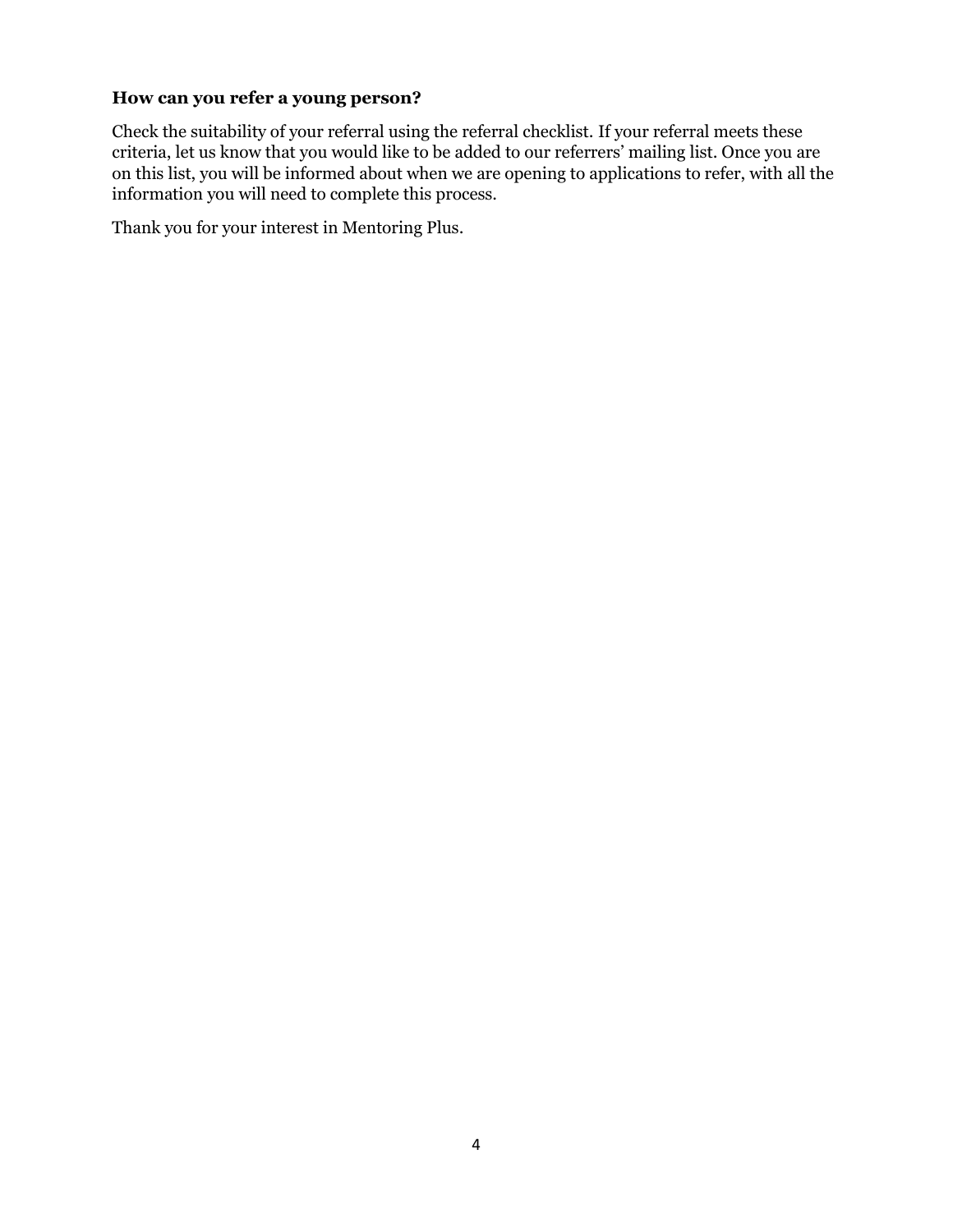**How can you refer a young person?**

Check the suitability of your referral using the referral checklist. If your referral meets these criteria, let us know that you would like to be added to our referrers' mailing list. Once you are on this list, you will be informed about when we are opening to applications to refer, with all the information you will need to complete this process.

Thank you for your interest in Mentoring Plus.